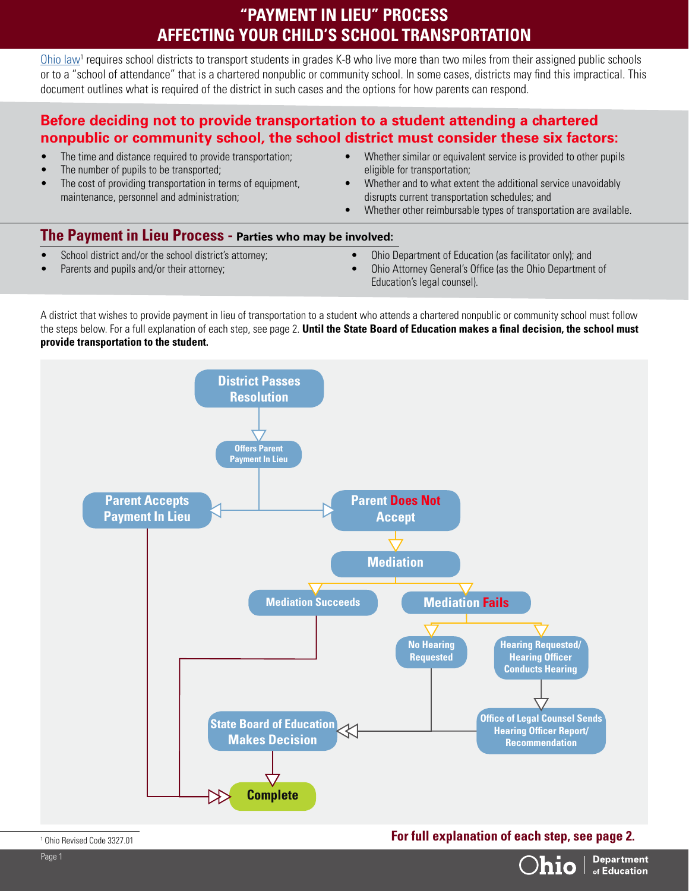# "PAYMENT IN LIEU" PROCESS AFFECTING YOUR CHILD'S SCHOOL TRANSPORTATION

Ohio law[1] requires school districts to transport students in grades K-8 who live more than two miles from their assigned public schools or to a "school of attendance" that is a chartered nonpublic or community school. In some cases, districts may find this impractical. This document outlines what is required of the district in such cases and the options for how parents can respond.

## Before deciding not to provide transportation to a student attending a chartered nonpublic or community school, the school district must consider these six factors:

- The time and distance required to provide transportation;
- The number of pupils to be transported;
- The cost of providing transportation in terms of equipment, maintenance, personnel and administration;
- Whether similar or equivalent service is provided to other pupils eligible for transportation;
- Whether and to what extent the additional service unavoidably disrupts current transportation schedules; and
- Whether other reimbursable types of transportation are available.

## The Payment in Lieu Process - Parties who may be involved:

- School district and/or the school district's attorney;
- Parents and pupils and/or their attorney;
- Ohio Department of Education (as facilitator only); and
- Ohio Attorney General's Office (as the Ohio Department of Education's legal counsel).

A district that wishes to provide payment in lieu of transportation to a student who attends a chartered nonpublic or community school must follow the steps below. For a full explanation of each step, see page 2. **Until the State Board of Education makes a final decision, the school must provide transportation to the student.**

- District Passes Resolution → Offers Parent Payment In Lieu
  - Parent Accepts Payment In Lieu → Complete
  - Parent Does Not Accept → Mediation
    - Mediation Succeeds → Complete
    - Mediation Fails
      - No Hearing Requested → State Board of Education Makes Decision → Complete
      - Hearing Requested/ Hearing Officer Conducts Hearing → Office of Legal Counsel Sends Hearing Officer Report/ Recommendation → State Board of Education Makes Decision → Complete

**For full explanation of each step, see page 2.**

[1] Ohio Revised Code 3327.01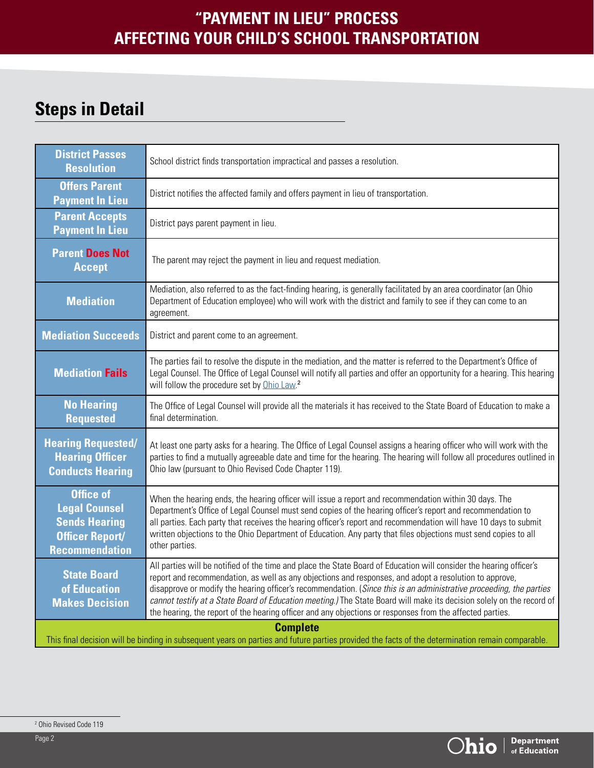# "PAYMENT IN LIEU" PROCESS AFFECTING YOUR CHILD'S SCHOOL TRANSPORTATION

## Steps in Detail

| | |
|---|---|
| **District Passes Resolution** | School district finds transportation impractical and passes a resolution. |
| **Offers Parent Payment In Lieu** | District notifies the affected family and offers payment in lieu of transportation. |
| **Parent Accepts Payment In Lieu** | District pays parent payment in lieu. |
| **Parent Does Not Accept** | The parent may reject the payment in lieu and request mediation. |
| **Mediation** | Mediation, also referred to as the fact-finding hearing, is generally facilitated by an area coordinator (an Ohio Department of Education employee) who will work with the district and family to see if they can come to an agreement. |
| **Mediation Succeeds** | District and parent come to an agreement. |
| **Mediation Fails** | The parties fail to resolve the dispute in the mediation, and the matter is referred to the Department's Office of Legal Counsel. The Office of Legal Counsel will notify all parties and offer an opportunity for a hearing. This hearing will follow the procedure set by Ohio Law.[2] |
| **No Hearing Requested** | The Office of Legal Counsel will provide all the materials it has received to the State Board of Education to make a final determination. |
| **Hearing Requested/ Hearing Officer Conducts Hearing** | At least one party asks for a hearing. The Office of Legal Counsel assigns a hearing officer who will work with the parties to find a mutually agreeable date and time for the hearing. The hearing will follow all procedures outlined in Ohio law (pursuant to Ohio Revised Code Chapter 119). |
| **Office of Legal Counsel Sends Hearing Officer Report/ Recommendation** | When the hearing ends, the hearing officer will issue a report and recommendation within 30 days. The Department's Office of Legal Counsel must send copies of the hearing officer's report and recommendation to all parties. Each party that receives the hearing officer's report and recommendation will have 10 days to submit written objections to the Ohio Department of Education. Any party that files objections must send copies to all other parties. |
| **State Board of Education Makes Decision** | All parties will be notified of the time and place the State Board of Education will consider the hearing officer's report and recommendation, as well as any objections and responses, and adopt a resolution to approve, disapprove or modify the hearing officer's recommendation. (*Since this is an administrative proceeding, the parties cannot testify at a State Board of Education meeting.*) The State Board will make its decision solely on the record of the hearing, the report of the hearing officer and any objections or responses from the affected parties. |

**Complete**

This final decision will be binding in subsequent years on parties and future parties provided the facts of the determination remain comparable.

[2] Ohio Revised Code 119